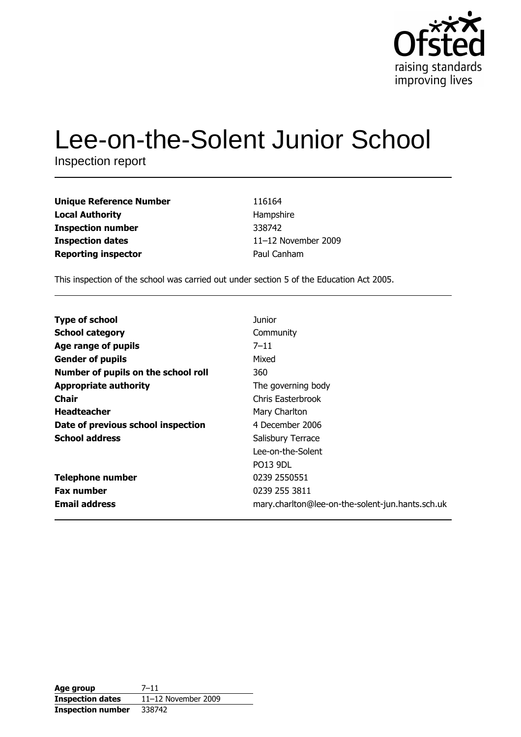# Lee-on-the-Solent Junior School

Inspection report

| | |
|---|---|
| **Unique Reference Number** | 116164 |
| **Local Authority** | Hampshire |
| **Inspection number** | 338742 |
| **Inspection dates** | 11–12 November 2009 |
| **Reporting inspector** | Paul Canham |

This inspection of the school was carried out under section 5 of the Education Act 2005.

| | |
|---|---|
| **Type of school** | Junior |
| **School category** | Community |
| **Age range of pupils** | 7–11 |
| **Gender of pupils** | Mixed |
| **Number of pupils on the school roll** | 360 |
| **Appropriate authority** | The governing body |
| **Chair** | Chris Easterbrook |
| **Headteacher** | Mary Charlton |
| **Date of previous school inspection** | 4 December 2006 |
| **School address** | Salisbury Terrace<br>Lee-on-the-Solent<br>PO13 9DL |
| **Telephone number** | 0239 2550551 |
| **Fax number** | 0239 255 3811 |
| **Email address** | mary.charlton@lee-on-the-solent-jun.hants.sch.uk |

| | |
|---|---|
| **Age group** | 7–11 |
| **Inspection dates** | 11–12 November 2009 |
| **Inspection number** | 338742 |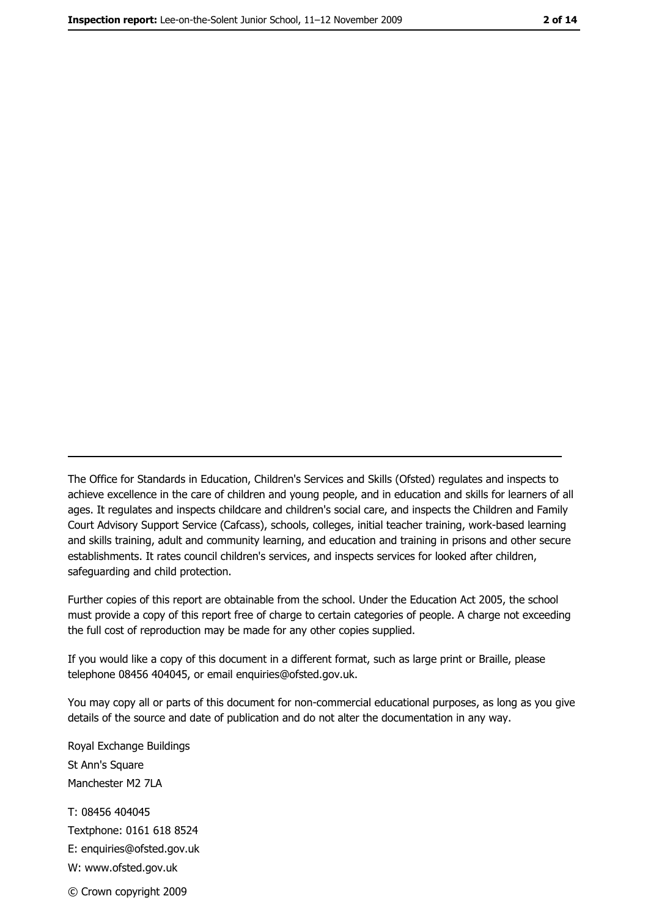The Office for Standards in Education, Children's Services and Skills (Ofsted) regulates and inspects to achieve excellence in the care of children and young people, and in education and skills for learners of all ages. It regulates and inspects childcare and children's social care, and inspects the Children and Family Court Advisory Support Service (Cafcass), schools, colleges, initial teacher training, work-based learning and skills training, adult and community learning, and education and training in prisons and other secure establishments. It rates council children's services, and inspects services for looked after children, safeguarding and child protection.

Further copies of this report are obtainable from the school. Under the Education Act 2005, the school must provide a copy of this report free of charge to certain categories of people. A charge not exceeding the full cost of reproduction may be made for any other copies supplied.

If you would like a copy of this document in a different format, such as large print or Braille, please telephone 08456 404045, or email enquiries@ofsted.gov.uk.

You may copy all or parts of this document for non-commercial educational purposes, as long as you give details of the source and date of publication and do not alter the documentation in any way.

Royal Exchange Buildings
St Ann's Square
Manchester M2 7LA

T: 08456 404045
Textphone: 0161 618 8524
E: enquiries@ofsted.gov.uk
W: www.ofsted.gov.uk

© Crown copyright 2009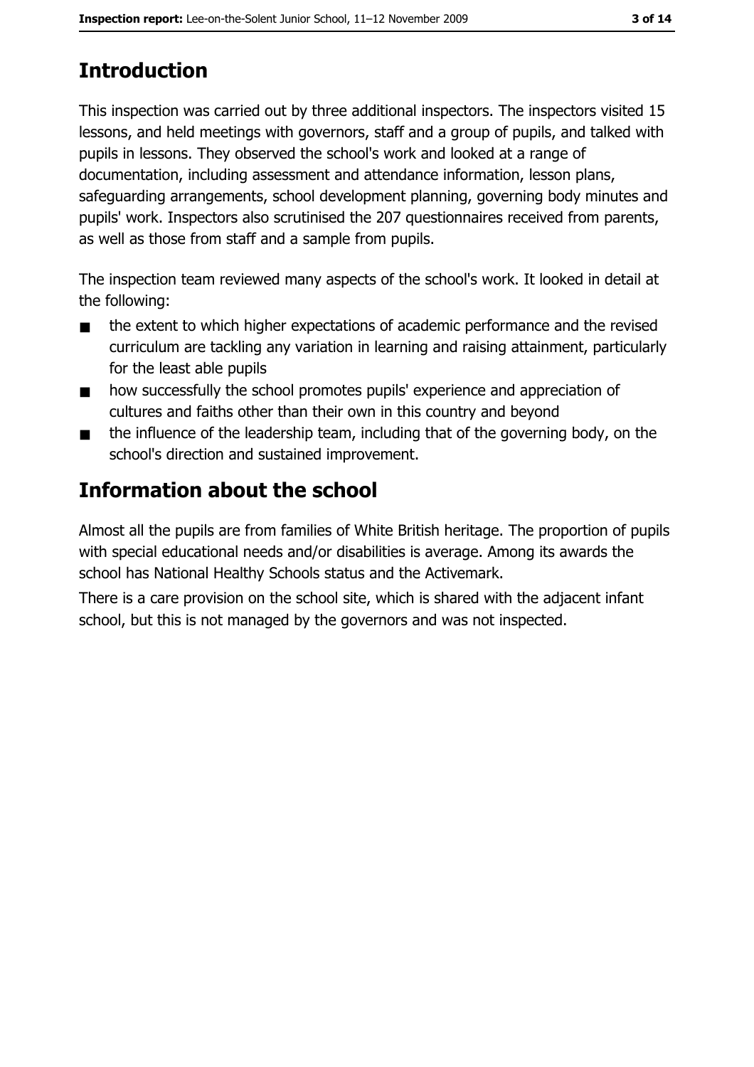# Introduction

This inspection was carried out by three additional inspectors. The inspectors visited 15 lessons, and held meetings with governors, staff and a group of pupils, and talked with pupils in lessons. They observed the school's work and looked at a range of documentation, including assessment and attendance information, lesson plans, safeguarding arrangements, school development planning, governing body minutes and pupils' work. Inspectors also scrutinised the 207 questionnaires received from parents, as well as those from staff and a sample from pupils.

The inspection team reviewed many aspects of the school's work. It looked in detail at the following:

- the extent to which higher expectations of academic performance and the revised curriculum are tackling any variation in learning and raising attainment, particularly for the least able pupils
- how successfully the school promotes pupils' experience and appreciation of cultures and faiths other than their own in this country and beyond
- the influence of the leadership team, including that of the governing body, on the school's direction and sustained improvement.

# Information about the school

Almost all the pupils are from families of White British heritage. The proportion of pupils with special educational needs and/or disabilities is average. Among its awards the school has National Healthy Schools status and the Activemark.

There is a care provision on the school site, which is shared with the adjacent infant school, but this is not managed by the governors and was not inspected.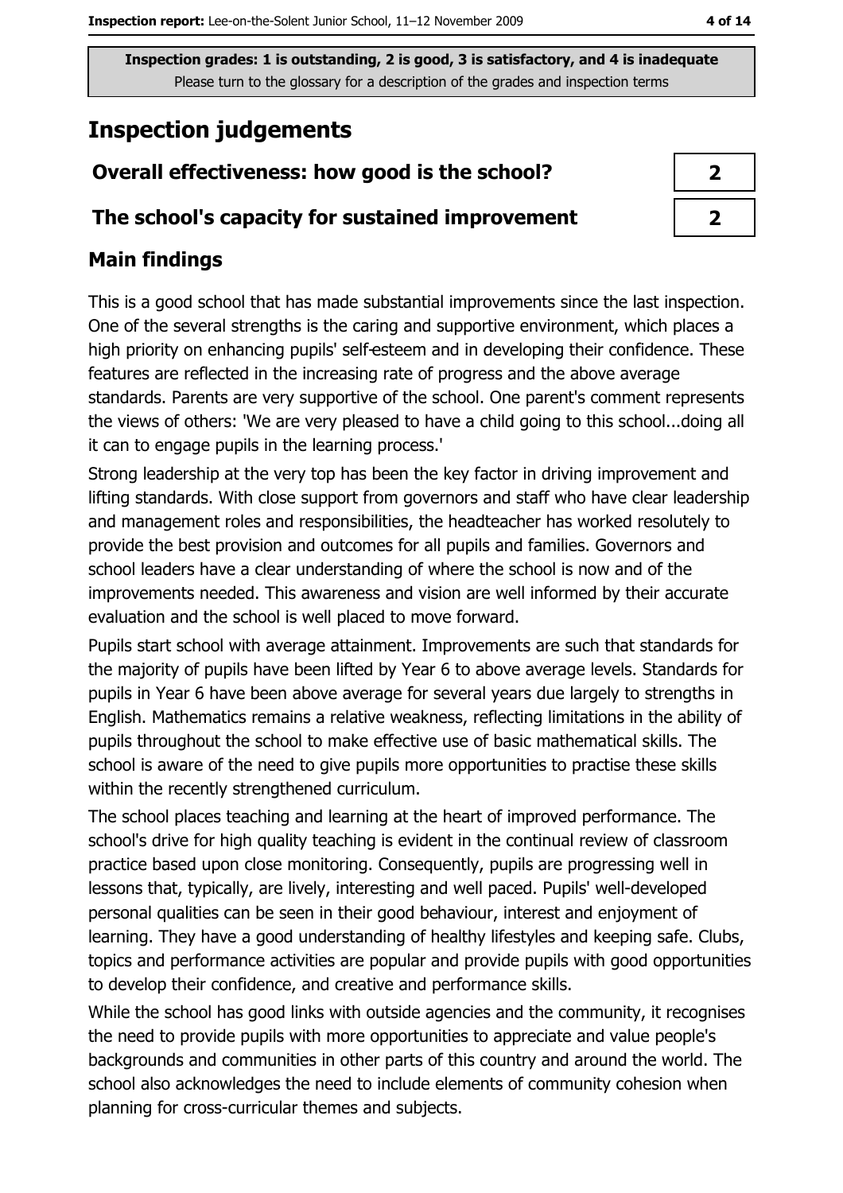Inspection grades: 1 is outstanding, 2 is good, 3 is satisfactory, and 4 is inadequate
Please turn to the glossary for a description of the grades and inspection terms

# Inspection judgements

| Overall effectiveness: how good is the school? | 2 |
|---|---|
| The school's capacity for sustained improvement | 2 |

## Main findings

This is a good school that has made substantial improvements since the last inspection. One of the several strengths is the caring and supportive environment, which places a high priority on enhancing pupils' self-esteem and in developing their confidence. These features are reflected in the increasing rate of progress and the above average standards. Parents are very supportive of the school. One parent's comment represents the views of others: 'We are very pleased to have a child going to this school...doing all it can to engage pupils in the learning process.'

Strong leadership at the very top has been the key factor in driving improvement and lifting standards. With close support from governors and staff who have clear leadership and management roles and responsibilities, the headteacher has worked resolutely to provide the best provision and outcomes for all pupils and families. Governors and school leaders have a clear understanding of where the school is now and of the improvements needed. This awareness and vision are well informed by their accurate evaluation and the school is well placed to move forward.

Pupils start school with average attainment. Improvements are such that standards for the majority of pupils have been lifted by Year 6 to above average levels. Standards for pupils in Year 6 have been above average for several years due largely to strengths in English. Mathematics remains a relative weakness, reflecting limitations in the ability of pupils throughout the school to make effective use of basic mathematical skills. The school is aware of the need to give pupils more opportunities to practise these skills within the recently strengthened curriculum.

The school places teaching and learning at the heart of improved performance. The school's drive for high quality teaching is evident in the continual review of classroom practice based upon close monitoring. Consequently, pupils are progressing well in lessons that, typically, are lively, interesting and well paced. Pupils' well-developed personal qualities can be seen in their good behaviour, interest and enjoyment of learning. They have a good understanding of healthy lifestyles and keeping safe. Clubs, topics and performance activities are popular and provide pupils with good opportunities to develop their confidence, and creative and performance skills.

While the school has good links with outside agencies and the community, it recognises the need to provide pupils with more opportunities to appreciate and value people's backgrounds and communities in other parts of this country and around the world. The school also acknowledges the need to include elements of community cohesion when planning for cross-curricular themes and subjects.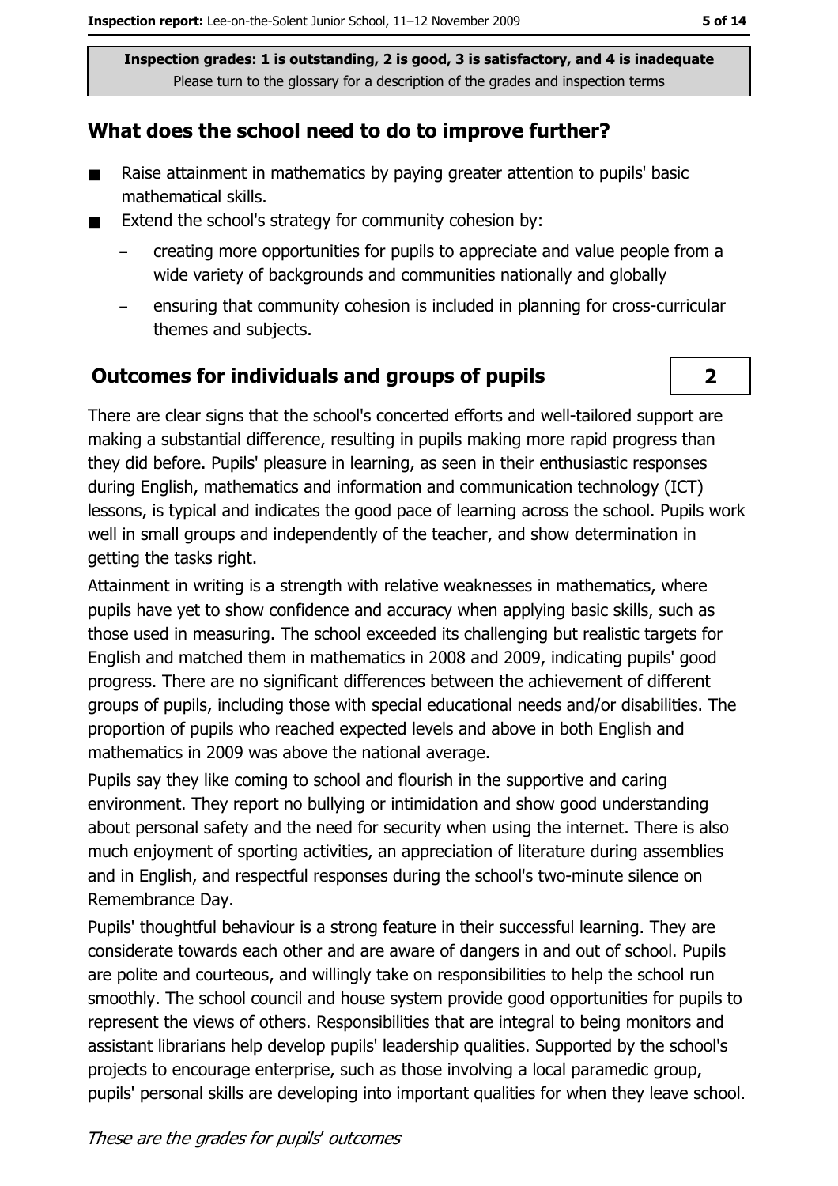Inspection grades: 1 is outstanding, 2 is good, 3 is satisfactory, and 4 is inadequate
Please turn to the glossary for a description of the grades and inspection terms

## What does the school need to do to improve further?

- Raise attainment in mathematics by paying greater attention to pupils' basic mathematical skills.
- Extend the school's strategy for community cohesion by:
  - creating more opportunities for pupils to appreciate and value people from a wide variety of backgrounds and communities nationally and globally
  - ensuring that community cohesion is included in planning for cross-curricular themes and subjects.

## Outcomes for individuals and groups of pupils

**2**

There are clear signs that the school's concerted efforts and well-tailored support are making a substantial difference, resulting in pupils making more rapid progress than they did before. Pupils' pleasure in learning, as seen in their enthusiastic responses during English, mathematics and information and communication technology (ICT) lessons, is typical and indicates the good pace of learning across the school. Pupils work well in small groups and independently of the teacher, and show determination in getting the tasks right.

Attainment in writing is a strength with relative weaknesses in mathematics, where pupils have yet to show confidence and accuracy when applying basic skills, such as those used in measuring. The school exceeded its challenging but realistic targets for English and matched them in mathematics in 2008 and 2009, indicating pupils' good progress. There are no significant differences between the achievement of different groups of pupils, including those with special educational needs and/or disabilities. The proportion of pupils who reached expected levels and above in both English and mathematics in 2009 was above the national average.

Pupils say they like coming to school and flourish in the supportive and caring environment. They report no bullying or intimidation and show good understanding about personal safety and the need for security when using the internet. There is also much enjoyment of sporting activities, an appreciation of literature during assemblies and in English, and respectful responses during the school's two-minute silence on Remembrance Day.

Pupils' thoughtful behaviour is a strong feature in their successful learning. They are considerate towards each other and are aware of dangers in and out of school. Pupils are polite and courteous, and willingly take on responsibilities to help the school run smoothly. The school council and house system provide good opportunities for pupils to represent the views of others. Responsibilities that are integral to being monitors and assistant librarians help develop pupils' leadership qualities. Supported by the school's projects to encourage enterprise, such as those involving a local paramedic group, pupils' personal skills are developing into important qualities for when they leave school.

*These are the grades for pupils' outcomes*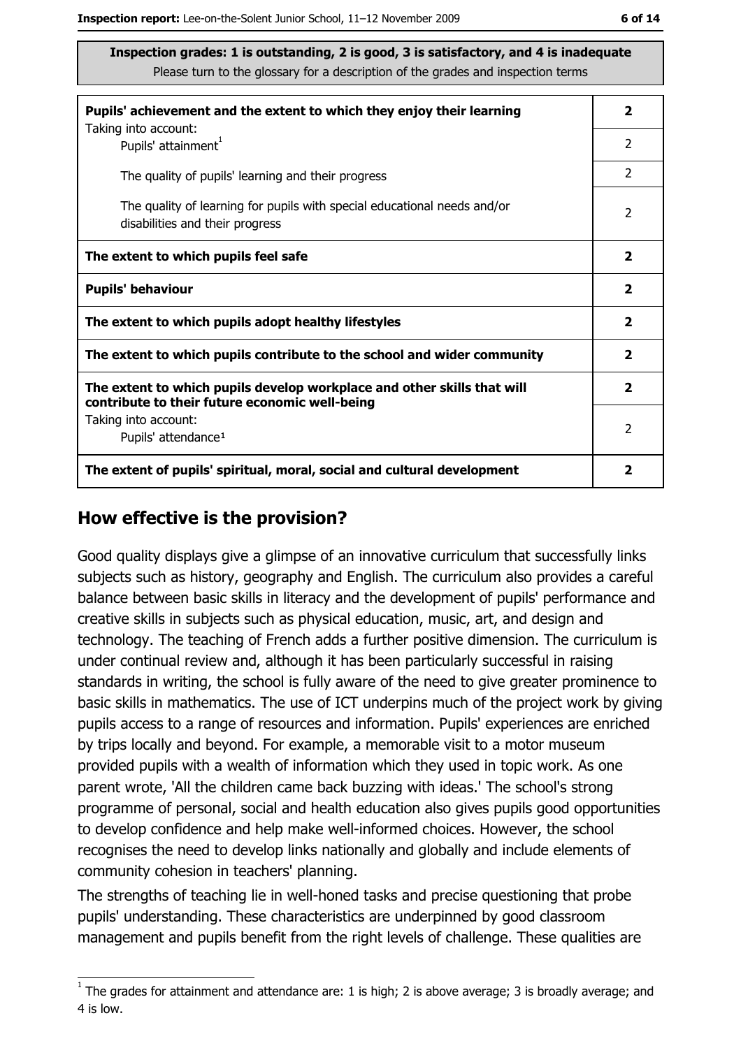**Inspection grades: 1 is outstanding, 2 is good, 3 is satisfactory, and 4 is inadequate**
Please turn to the glossary for a description of the grades and inspection terms

| | |
|---|---|
| **Pupils' achievement and the extent to which they enjoy their learning** | **2** |
| Taking into account: Pupils' attainment[1] | 2 |
| The quality of pupils' learning and their progress | 2 |
| The quality of learning for pupils with special educational needs and/or disabilities and their progress | 2 |
| **The extent to which pupils feel safe** | **2** |
| **Pupils' behaviour** | **2** |
| **The extent to which pupils adopt healthy lifestyles** | **2** |
| **The extent to which pupils contribute to the school and wider community** | **2** |
| **The extent to which pupils develop workplace and other skills that will contribute to their future economic well-being** | **2** |
| Taking into account: Pupils' attendance[1] | 2 |
| **The extent of pupils' spiritual, moral, social and cultural development** | **2** |

## How effective is the provision?

Good quality displays give a glimpse of an innovative curriculum that successfully links subjects such as history, geography and English. The curriculum also provides a careful balance between basic skills in literacy and the development of pupils' performance and creative skills in subjects such as physical education, music, art, and design and technology. The teaching of French adds a further positive dimension. The curriculum is under continual review and, although it has been particularly successful in raising standards in writing, the school is fully aware of the need to give greater prominence to basic skills in mathematics. The use of ICT underpins much of the project work by giving pupils access to a range of resources and information. Pupils' experiences are enriched by trips locally and beyond. For example, a memorable visit to a motor museum provided pupils with a wealth of information which they used in topic work. As one parent wrote, 'All the children came back buzzing with ideas.' The school's strong programme of personal, social and health education also gives pupils good opportunities to develop confidence and help make well-informed choices. However, the school recognises the need to develop links nationally and globally and include elements of community cohesion in teachers' planning.

The strengths of teaching lie in well-honed tasks and precise questioning that probe pupils' understanding. These characteristics are underpinned by good classroom management and pupils benefit from the right levels of challenge. These qualities are

[1] The grades for attainment and attendance are: 1 is high; 2 is above average; 3 is broadly average; and 4 is low.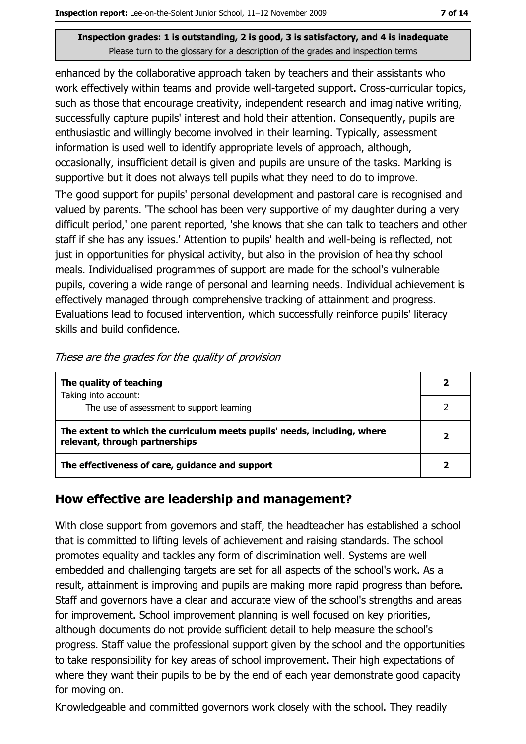Inspection grades: 1 is outstanding, 2 is good, 3 is satisfactory, and 4 is inadequate
Please turn to the glossary for a description of the grades and inspection terms

enhanced by the collaborative approach taken by teachers and their assistants who work effectively within teams and provide well-targeted support. Cross-curricular topics, such as those that encourage creativity, independent research and imaginative writing, successfully capture pupils' interest and hold their attention. Consequently, pupils are enthusiastic and willingly become involved in their learning. Typically, assessment information is used well to identify appropriate levels of approach, although, occasionally, insufficient detail is given and pupils are unsure of the tasks. Marking is supportive but it does not always tell pupils what they need to do to improve.

The good support for pupils' personal development and pastoral care is recognised and valued by parents. 'The school has been very supportive of my daughter during a very difficult period,' one parent reported, 'she knows that she can talk to teachers and other staff if she has any issues.' Attention to pupils' health and well-being is reflected, not just in opportunities for physical activity, but also in the provision of healthy school meals. Individualised programmes of support are made for the school's vulnerable pupils, covering a wide range of personal and learning needs. Individual achievement is effectively managed through comprehensive tracking of attainment and progress. Evaluations lead to focused intervention, which successfully reinforce pupils' literacy skills and build confidence.

*These are the grades for the quality of provision*

| | |
|---|---|
| **The quality of teaching**<br>Taking into account:<br>The use of assessment to support learning | **2**<br>2 |
| **The extent to which the curriculum meets pupils' needs, including, where relevant, through partnerships** | **2** |
| **The effectiveness of care, guidance and support** | **2** |

## How effective are leadership and management?

With close support from governors and staff, the headteacher has established a school that is committed to lifting levels of achievement and raising standards. The school promotes equality and tackles any form of discrimination well. Systems are well embedded and challenging targets are set for all aspects of the school's work. As a result, attainment is improving and pupils are making more rapid progress than before. Staff and governors have a clear and accurate view of the school's strengths and areas for improvement. School improvement planning is well focused on key priorities, although documents do not provide sufficient detail to help measure the school's progress. Staff value the professional support given by the school and the opportunities to take responsibility for key areas of school improvement. Their high expectations of where they want their pupils to be by the end of each year demonstrate good capacity for moving on.

Knowledgeable and committed governors work closely with the school. They readily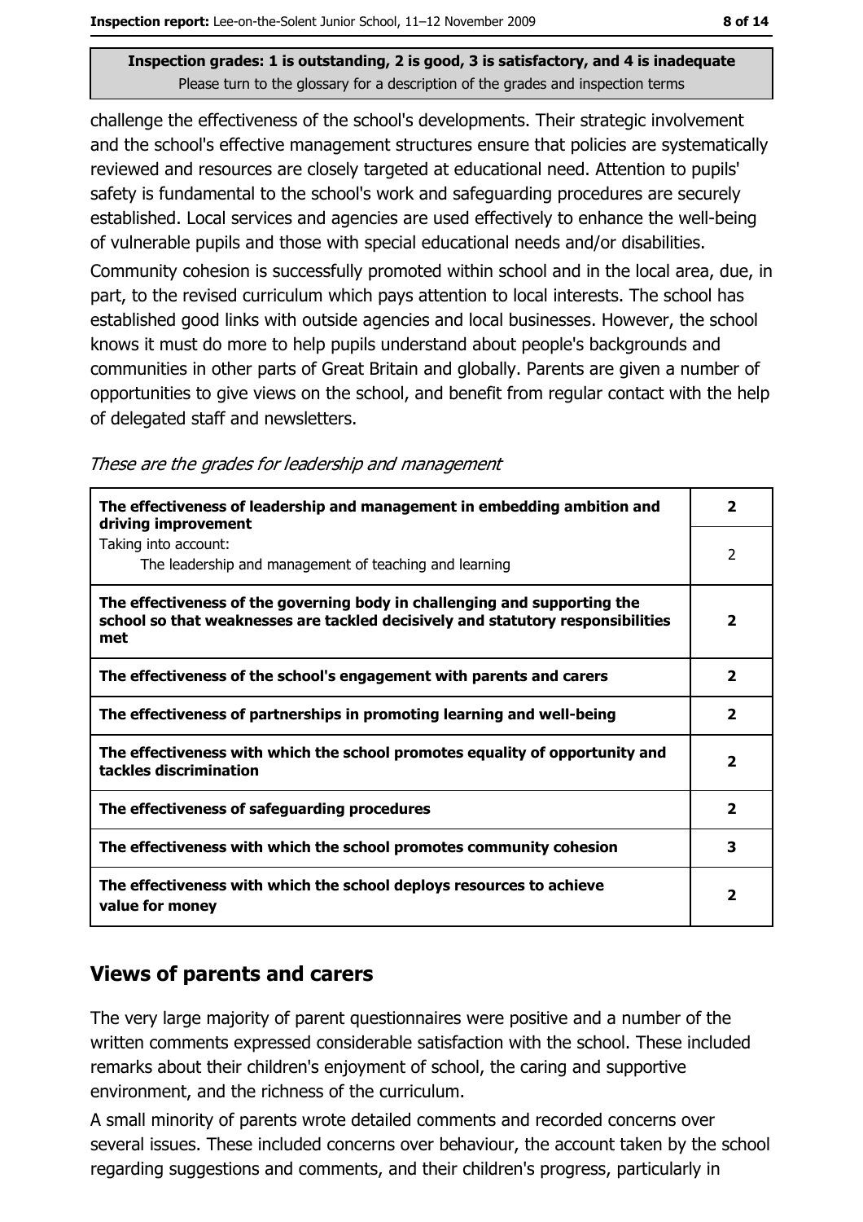Inspection grades: 1 is outstanding, 2 is good, 3 is satisfactory, and 4 is inadequate
Please turn to the glossary for a description of the grades and inspection terms

challenge the effectiveness of the school's developments. Their strategic involvement and the school's effective management structures ensure that policies are systematically reviewed and resources are closely targeted at educational need. Attention to pupils' safety is fundamental to the school's work and safeguarding procedures are securely established. Local services and agencies are used effectively to enhance the well-being of vulnerable pupils and those with special educational needs and/or disabilities.

Community cohesion is successfully promoted within school and in the local area, due, in part, to the revised curriculum which pays attention to local interests. The school has established good links with outside agencies and local businesses. However, the school knows it must do more to help pupils understand about people's backgrounds and communities in other parts of Great Britain and globally. Parents are given a number of opportunities to give views on the school, and benefit from regular contact with the help of delegated staff and newsletters.

*These are the grades for leadership and management*

| | |
|---|---|
| **The effectiveness of leadership and management in embedding ambition and driving improvement** | **2** |
| Taking into account: The leadership and management of teaching and learning | 2 |
| **The effectiveness of the governing body in challenging and supporting the school so that weaknesses are tackled decisively and statutory responsibilities met** | **2** |
| **The effectiveness of the school's engagement with parents and carers** | **2** |
| **The effectiveness of partnerships in promoting learning and well-being** | **2** |
| **The effectiveness with which the school promotes equality of opportunity and tackles discrimination** | **2** |
| **The effectiveness of safeguarding procedures** | **2** |
| **The effectiveness with which the school promotes community cohesion** | **3** |
| **The effectiveness with which the school deploys resources to achieve value for money** | **2** |

## Views of parents and carers

The very large majority of parent questionnaires were positive and a number of the written comments expressed considerable satisfaction with the school. These included remarks about their children's enjoyment of school, the caring and supportive environment, and the richness of the curriculum.

A small minority of parents wrote detailed comments and recorded concerns over several issues. These included concerns over behaviour, the account taken by the school regarding suggestions and comments, and their children's progress, particularly in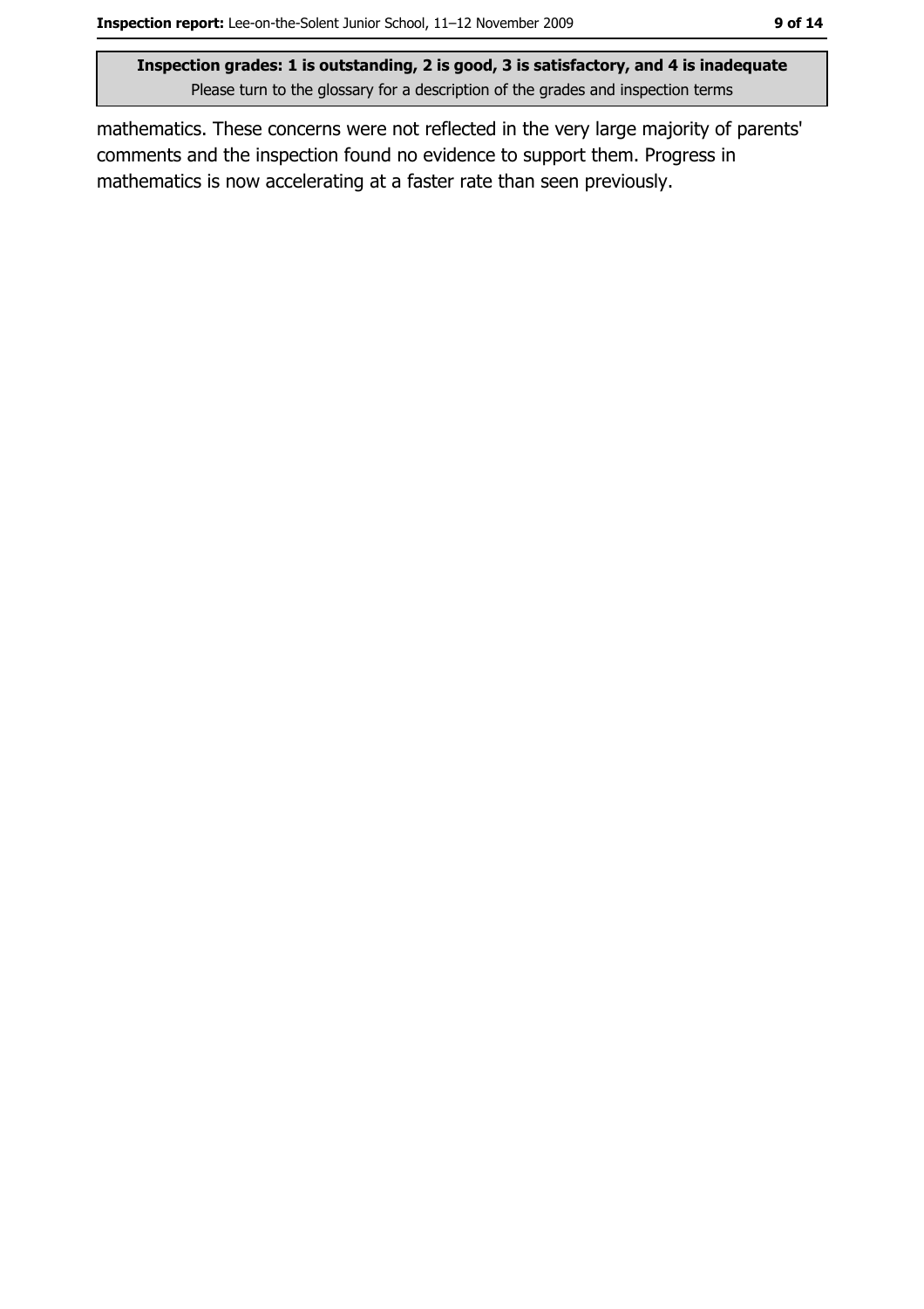mathematics. These concerns were not reflected in the very large majority of parents' comments and the inspection found no evidence to support them. Progress in mathematics is now accelerating at a faster rate than seen previously.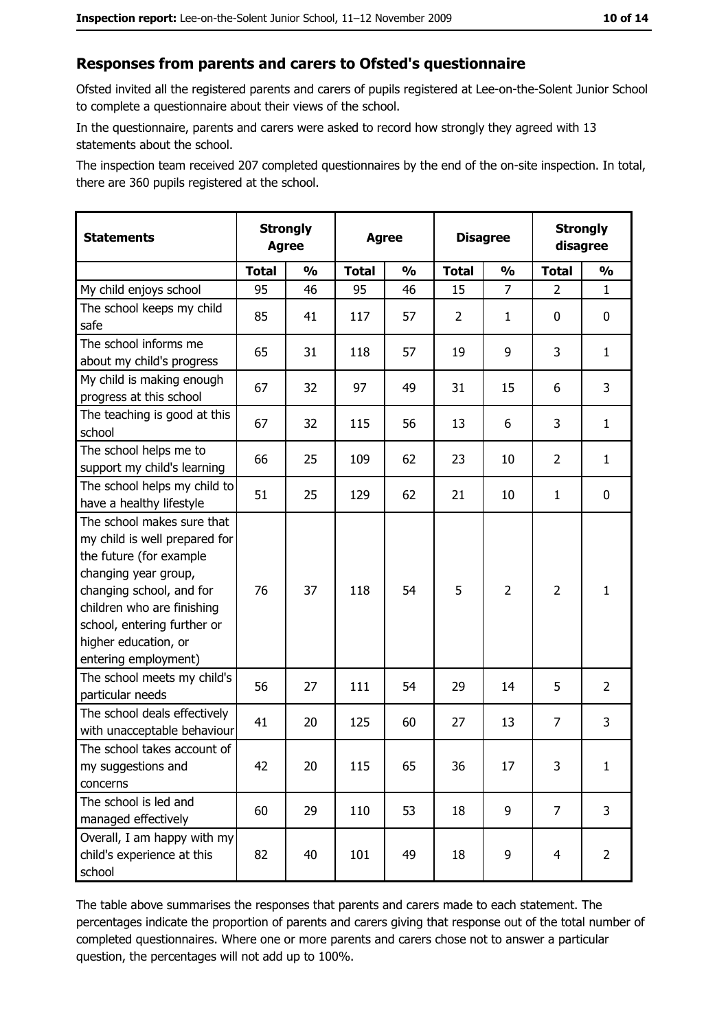## Responses from parents and carers to Ofsted's questionnaire

Ofsted invited all the registered parents and carers of pupils registered at Lee-on-the-Solent Junior School to complete a questionnaire about their views of the school.

In the questionnaire, parents and carers were asked to record how strongly they agreed with 13 statements about the school.

The inspection team received 207 completed questionnaires by the end of the on-site inspection. In total, there are 360 pupils registered at the school.

| Statements | Strongly Agree | | Agree | | Disagree | | Strongly disagree | |
|---|---|---|---|---|---|---|---|---|
| | **Total** | **%** | **Total** | **%** | **Total** | **%** | **Total** | **%** |
| My child enjoys school | 95 | 46 | 95 | 46 | 15 | 7 | 2 | 1 |
| The school keeps my child safe | 85 | 41 | 117 | 57 | 2 | 1 | 0 | 0 |
| The school informs me about my child's progress | 65 | 31 | 118 | 57 | 19 | 9 | 3 | 1 |
| My child is making enough progress at this school | 67 | 32 | 97 | 49 | 31 | 15 | 6 | 3 |
| The teaching is good at this school | 67 | 32 | 115 | 56 | 13 | 6 | 3 | 1 |
| The school helps me to support my child's learning | 66 | 25 | 109 | 62 | 23 | 10 | 2 | 1 |
| The school helps my child to have a healthy lifestyle | 51 | 25 | 129 | 62 | 21 | 10 | 1 | 0 |
| The school makes sure that my child is well prepared for the future (for example changing year group, changing school, and for children who are finishing school, entering further or higher education, or entering employment) | 76 | 37 | 118 | 54 | 5 | 2 | 2 | 1 |
| The school meets my child's particular needs | 56 | 27 | 111 | 54 | 29 | 14 | 5 | 2 |
| The school deals effectively with unacceptable behaviour | 41 | 20 | 125 | 60 | 27 | 13 | 7 | 3 |
| The school takes account of my suggestions and concerns | 42 | 20 | 115 | 65 | 36 | 17 | 3 | 1 |
| The school is led and managed effectively | 60 | 29 | 110 | 53 | 18 | 9 | 7 | 3 |
| Overall, I am happy with my child's experience at this school | 82 | 40 | 101 | 49 | 18 | 9 | 4 | 2 |

The table above summarises the responses that parents and carers made to each statement. The percentages indicate the proportion of parents and carers giving that response out of the total number of completed questionnaires. Where one or more parents and carers chose not to answer a particular question, the percentages will not add up to 100%.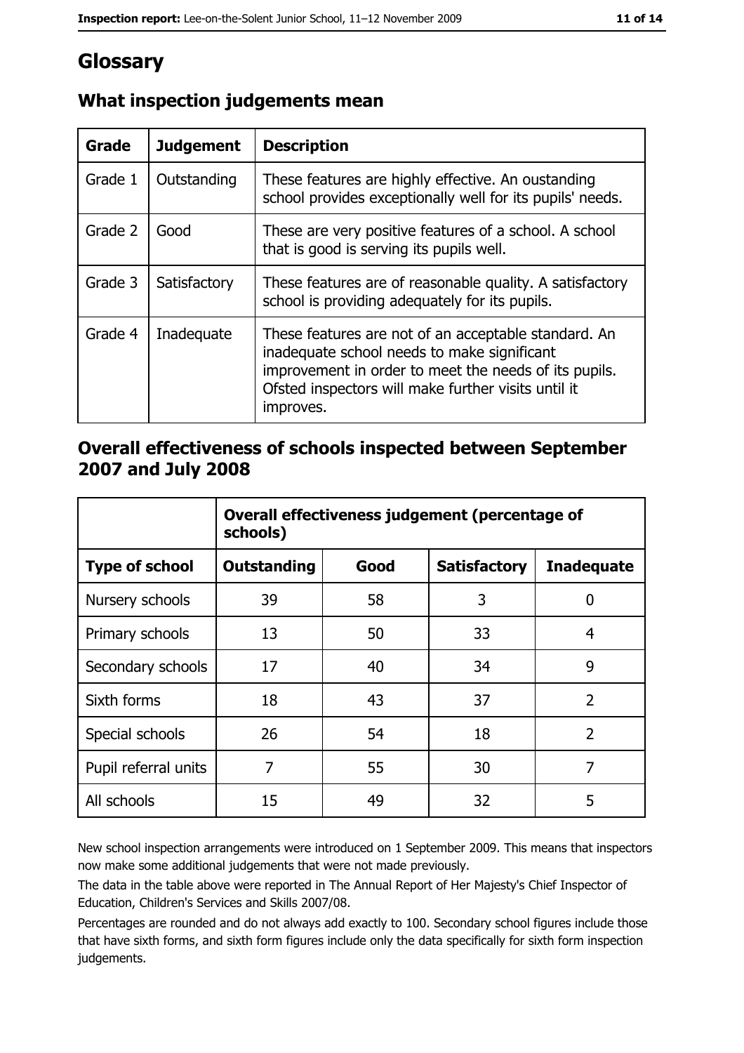# Glossary

## What inspection judgements mean

| Grade | Judgement | Description |
|---|---|---|
| Grade 1 | Outstanding | These features are highly effective. An oustanding school provides exceptionally well for its pupils' needs. |
| Grade 2 | Good | These are very positive features of a school. A school that is good is serving its pupils well. |
| Grade 3 | Satisfactory | These features are of reasonable quality. A satisfactory school is providing adequately for its pupils. |
| Grade 4 | Inadequate | These features are not of an acceptable standard. An inadequate school needs to make significant improvement in order to meet the needs of its pupils. Ofsted inspectors will make further visits until it improves. |

## Overall effectiveness of schools inspected between September 2007 and July 2008

| | Overall effectiveness judgement (percentage of schools) | | | |
|---|---|---|---|---|
| **Type of school** | **Outstanding** | **Good** | **Satisfactory** | **Inadequate** |
| Nursery schools | 39 | 58 | 3 | 0 |
| Primary schools | 13 | 50 | 33 | 4 |
| Secondary schools | 17 | 40 | 34 | 9 |
| Sixth forms | 18 | 43 | 37 | 2 |
| Special schools | 26 | 54 | 18 | 2 |
| Pupil referral units | 7 | 55 | 30 | 7 |
| All schools | 15 | 49 | 32 | 5 |

New school inspection arrangements were introduced on 1 September 2009. This means that inspectors now make some additional judgements that were not made previously.

The data in the table above were reported in The Annual Report of Her Majesty's Chief Inspector of Education, Children's Services and Skills 2007/08.

Percentages are rounded and do not always add exactly to 100. Secondary school figures include those that have sixth forms, and sixth form figures include only the data specifically for sixth form inspection judgements.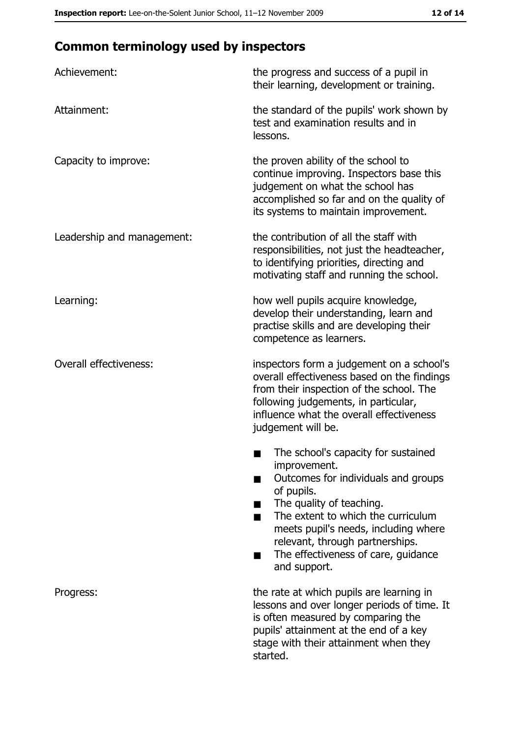## Common terminology used by inspectors

| | |
|---|---|
| Achievement: | the progress and success of a pupil in their learning, development or training. |
| Attainment: | the standard of the pupils' work shown by test and examination results and in lessons. |
| Capacity to improve: | the proven ability of the school to continue improving. Inspectors base this judgement on what the school has accomplished so far and on the quality of its systems to maintain improvement. |
| Leadership and management: | the contribution of all the staff with responsibilities, not just the headteacher, to identifying priorities, directing and motivating staff and running the school. |
| Learning: | how well pupils acquire knowledge, develop their understanding, learn and practise skills and are developing their competence as learners. |
| Overall effectiveness: | inspectors form a judgement on a school's overall effectiveness based on the findings from their inspection of the school. The following judgements, in particular, influence what the overall effectiveness judgement will be.<br>■ The school's capacity for sustained improvement.<br>■ Outcomes for individuals and groups of pupils.<br>■ The quality of teaching.<br>■ The extent to which the curriculum meets pupil's needs, including where relevant, through partnerships.<br>■ The effectiveness of care, guidance and support. |
| Progress: | the rate at which pupils are learning in lessons and over longer periods of time. It is often measured by comparing the pupils' attainment at the end of a key stage with their attainment when they started. |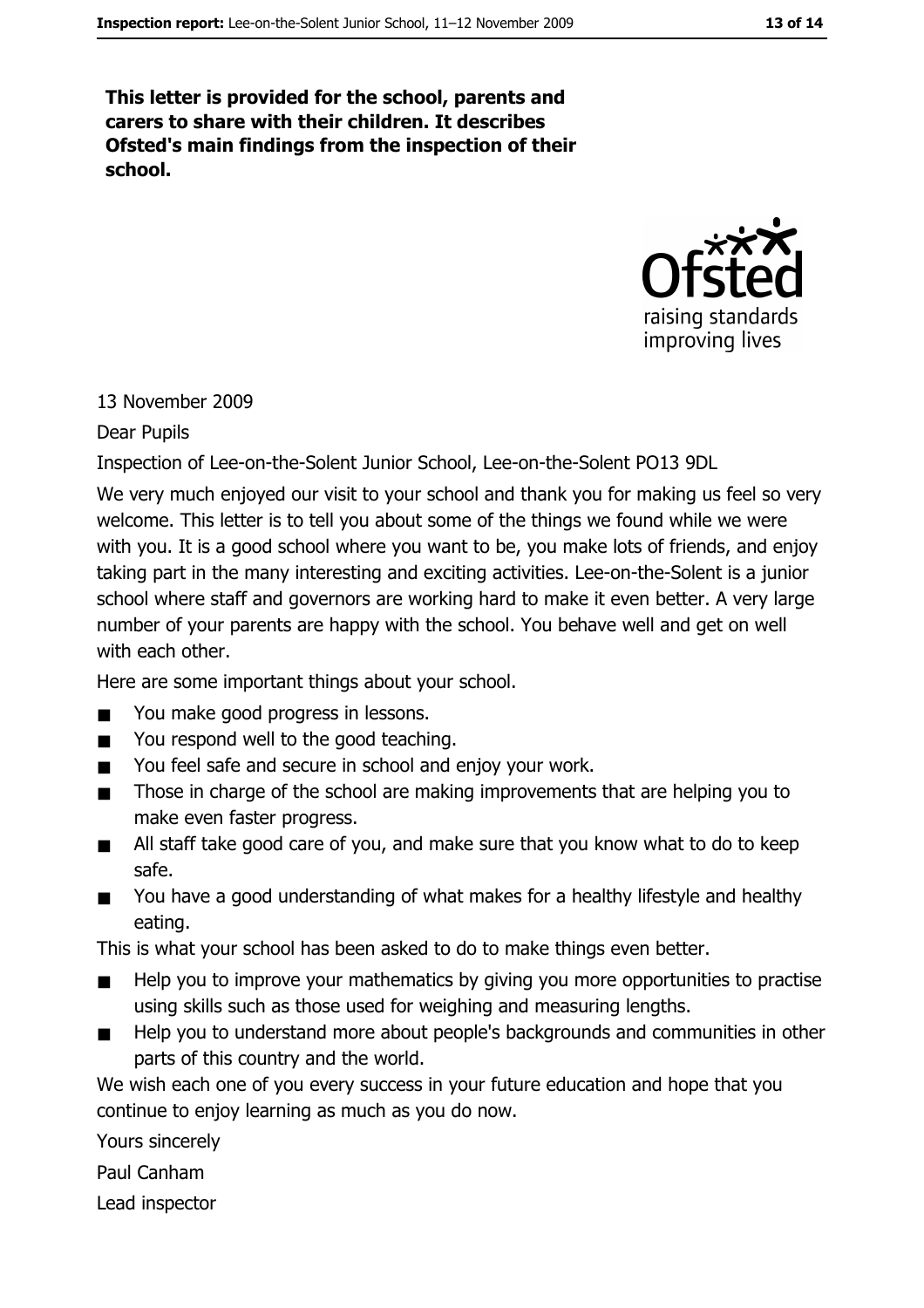**This letter is provided for the school, parents and carers to share with their children. It describes Ofsted's main findings from the inspection of their school.**

13 November 2009

Dear Pupils

Inspection of Lee-on-the-Solent Junior School, Lee-on-the-Solent PO13 9DL

We very much enjoyed our visit to your school and thank you for making us feel so very welcome. This letter is to tell you about some of the things we found while we were with you. It is a good school where you want to be, you make lots of friends, and enjoy taking part in the many interesting and exciting activities. Lee-on-the-Solent is a junior school where staff and governors are working hard to make it even better. A very large number of your parents are happy with the school. You behave well and get on well with each other.

Here are some important things about your school.

- You make good progress in lessons.
- You respond well to the good teaching.
- You feel safe and secure in school and enjoy your work.
- Those in charge of the school are making improvements that are helping you to make even faster progress.
- All staff take good care of you, and make sure that you know what to do to keep safe.
- You have a good understanding of what makes for a healthy lifestyle and healthy eating.

This is what your school has been asked to do to make things even better.

- Help you to improve your mathematics by giving you more opportunities to practise using skills such as those used for weighing and measuring lengths.
- Help you to understand more about people's backgrounds and communities in other parts of this country and the world.

We wish each one of you every success in your future education and hope that you continue to enjoy learning as much as you do now.

Yours sincerely

Paul Canham

Lead inspector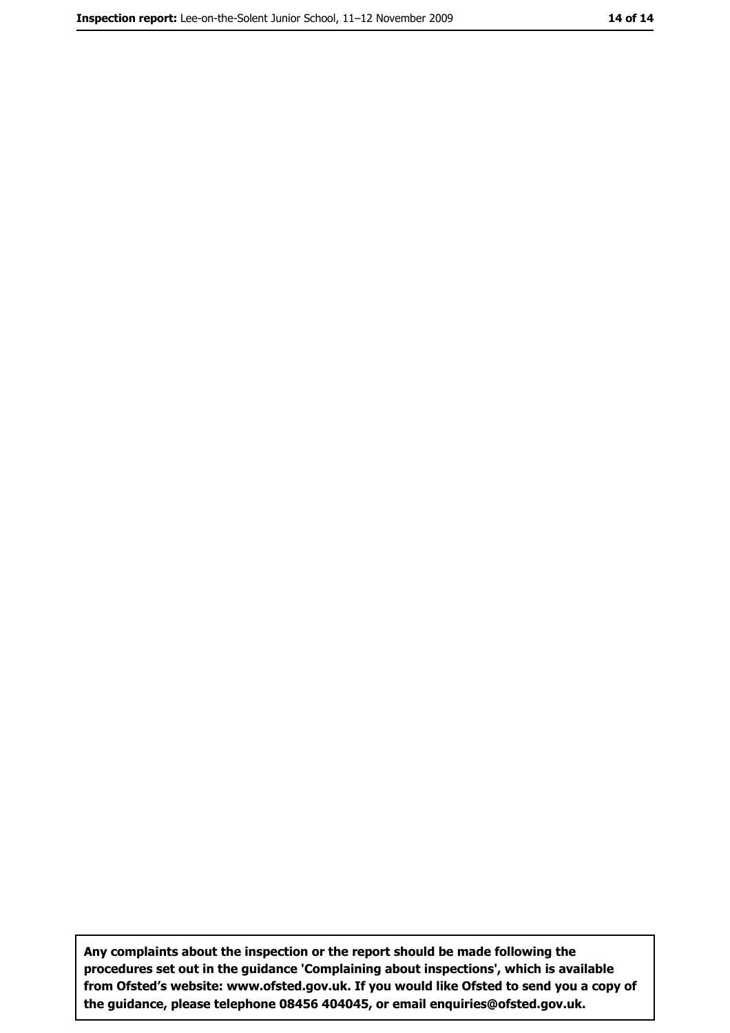**Any complaints about the inspection or the report should be made following the procedures set out in the guidance 'Complaining about inspections', which is available from Ofsted's website: www.ofsted.gov.uk. If you would like Ofsted to send you a copy of the guidance, please telephone 08456 404045, or email enquiries@ofsted.gov.uk.**